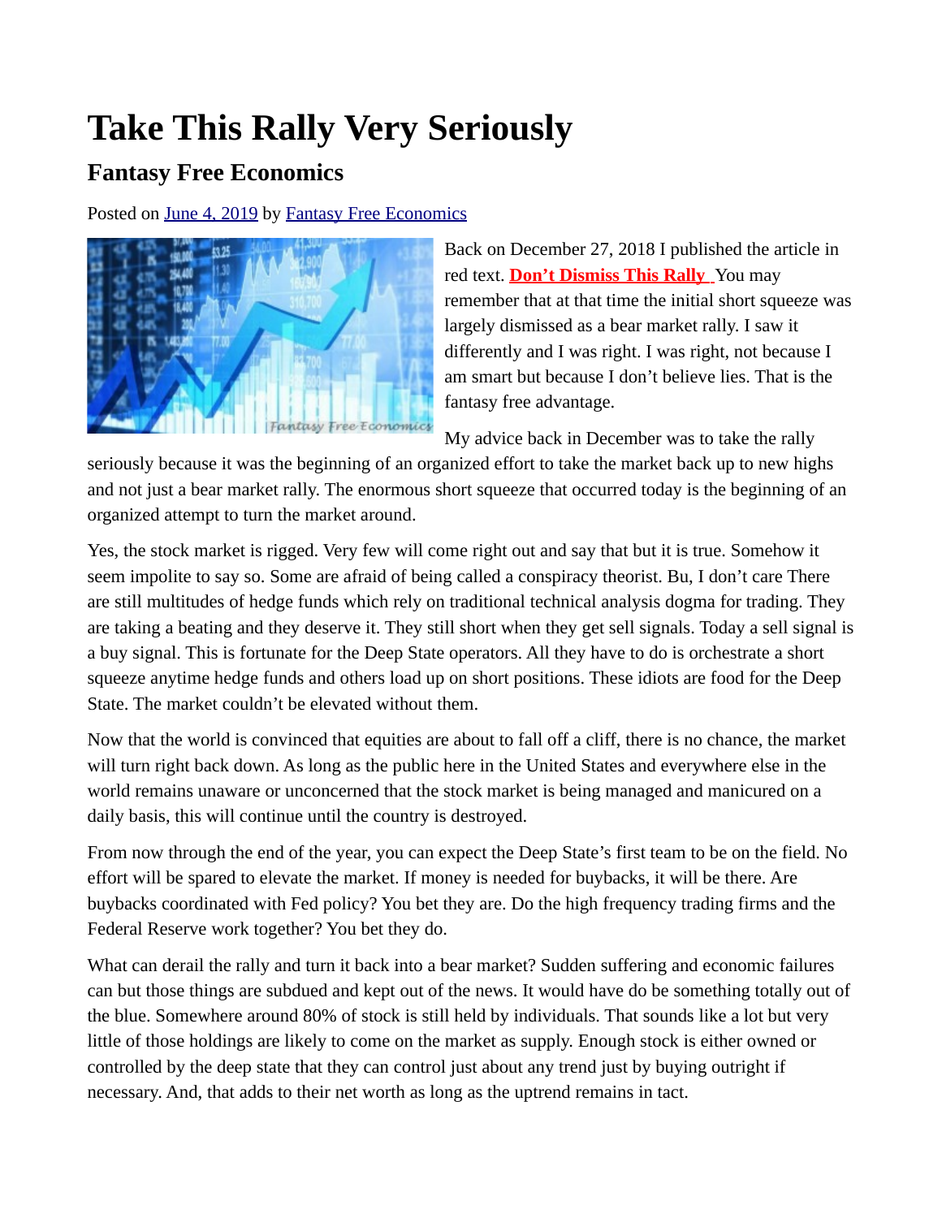# Take This Rally Very Seriously

## Fantasy Free Economics

Posted on June 4, 2019 by Fantasy Free Economics

Back on December 27, 2018 I published the article in red text. **Don't Dismiss This Rally** You may remember that at that time the initial short squeeze was largely dismissed as a bear market rally. I saw it differently and I was right. I was right, not because I am smart but because I don't believe lies. That is the fantasy free advantage.

My advice back in December was to take the rally seriously because it was the beginning of an organized effort to take the market back up to new highs and not just a bear market rally. The enormous short squeeze that occurred today is the beginning of an organized attempt to turn the market around.

Yes, the stock market is rigged. Very few will come right out and say that but it is true. Somehow it seem impolite to say so. Some are afraid of being called a conspiracy theorist. Bu, I don't care There are still multitudes of hedge funds which rely on traditional technical analysis dogma for trading. They are taking a beating and they deserve it. They still short when they get sell signals. Today a sell signal is a buy signal. This is fortunate for the Deep State operators. All they have to do is orchestrate a short squeeze anytime hedge funds and others load up on short positions. These idiots are food for the Deep State. The market couldn't be elevated without them.

Now that the world is convinced that equities are about to fall off a cliff, there is no chance, the market will turn right back down. As long as the public here in the United States and everywhere else in the world remains unaware or unconcerned that the stock market is being managed and manicured on a daily basis, this will continue until the country is destroyed.

From now through the end of the year, you can expect the Deep State's first team to be on the field. No effort will be spared to elevate the market. If money is needed for buybacks, it will be there. Are buybacks coordinated with Fed policy? You bet they are. Do the high frequency trading firms and the Federal Reserve work together? You bet they do.

What can derail the rally and turn it back into a bear market? Sudden suffering and economic failures can but those things are subdued and kept out of the news. It would have do be something totally out of the blue. Somewhere around 80% of stock is still held by individuals. That sounds like a lot but very little of those holdings are likely to come on the market as supply. Enough stock is either owned or controlled by the deep state that they can control just about any trend just by buying outright if necessary. And, that adds to their net worth as long as the uptrend remains in tact.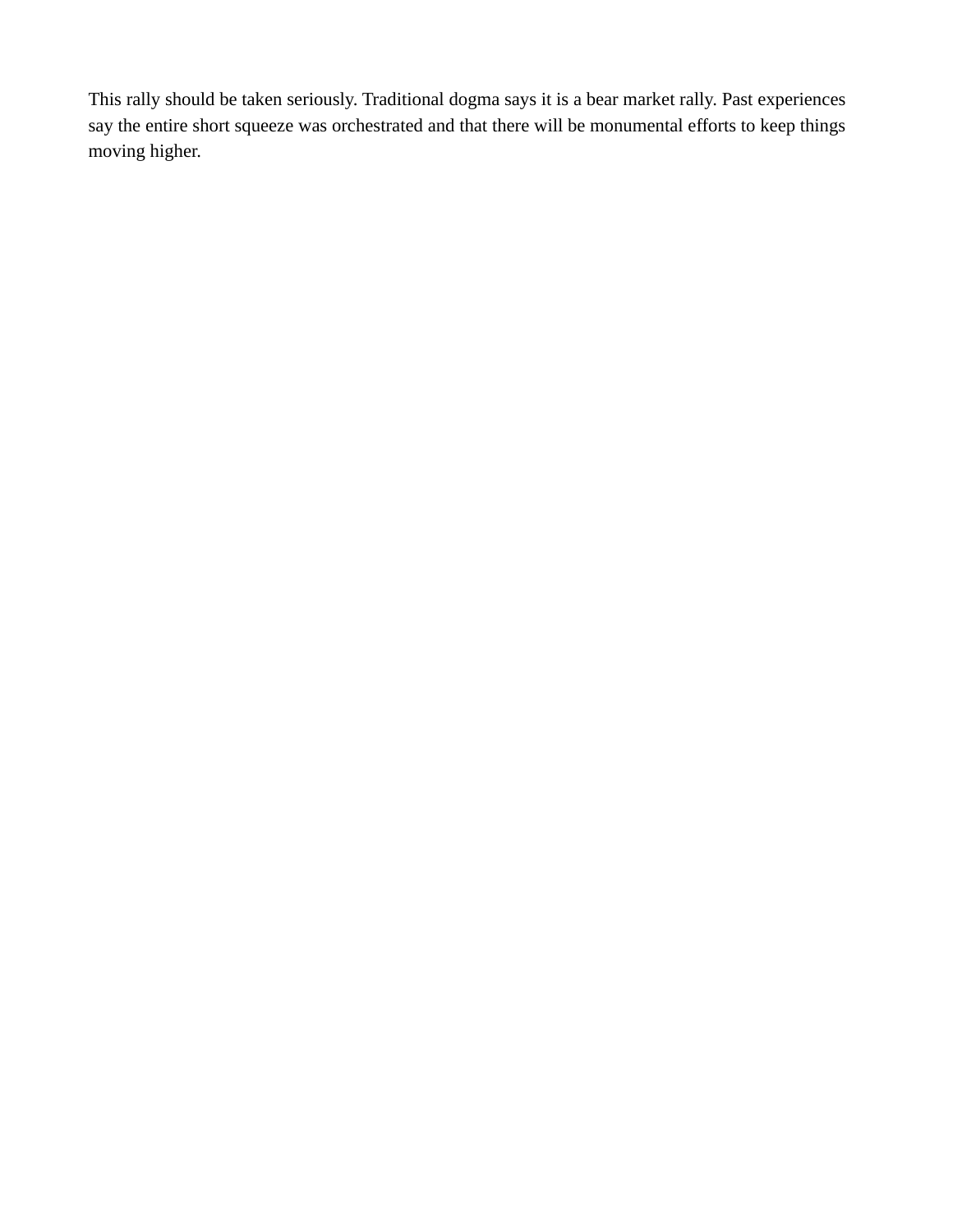This rally should be taken seriously. Traditional dogma says it is a bear market rally. Past experiences say the entire short squeeze was orchestrated and that there will be monumental efforts to keep things moving higher.